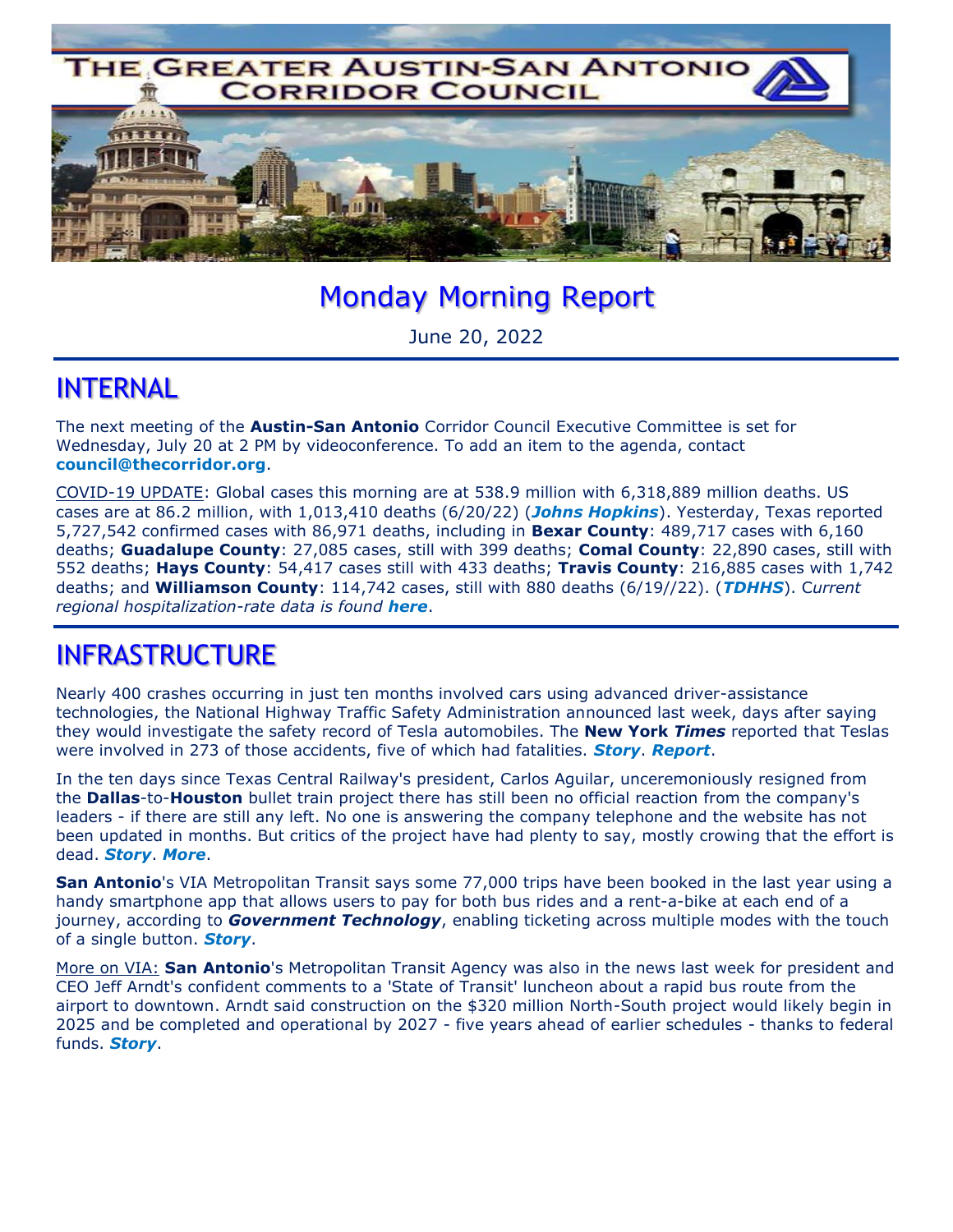# THE GREATER AUSTIN-SAN ANTONIO CORRIDOR COUNCIL

## Monday Morning Report

June 20, 2022

## INTERNAL

The next meeting of the **Austin-San Antonio** Corridor Council Executive Committee is set for Wednesday, July 20 at 2 PM by videoconference. To add an item to the agenda, contact **council@thecorridor.org**.

COVID-19 UPDATE: Global cases this morning are at 538.9 million with 6,318,889 million deaths. US cases are at 86.2 million, with 1,013,410 deaths (6/20/22) (***Johns Hopkins***). Yesterday, Texas reported 5,727,542 confirmed cases with 86,971 deaths, including in **Bexar County**: 489,717 cases with 6,160 deaths; **Guadalupe County**: 27,085 cases, still with 399 deaths; **Comal County**: 22,890 cases, still with 552 deaths; **Hays County**: 54,417 cases still with 433 deaths; **Travis County**: 216,885 cases with 1,742 deaths; and **Williamson County**: 114,742 cases, still with 880 deaths (6/19//22). (***TDHHS***). C*urrent regional hospitalization-rate data is found* ***here***.

## INFRASTRUCTURE

Nearly 400 crashes occurring in just ten months involved cars using advanced driver-assistance technologies, the National Highway Traffic Safety Administration announced last week, days after saying they would investigate the safety record of Tesla automobiles. The **New York *Times*** reported that Teslas were involved in 273 of those accidents, five of which had fatalities. ***Story***. ***Report***.

In the ten days since Texas Central Railway's president, Carlos Aguilar, unceremoniously resigned from the **Dallas**-to-**Houston** bullet train project there has still been no official reaction from the company's leaders - if there are still any left. No one is answering the company telephone and the website has not been updated in months. But critics of the project have had plenty to say, mostly crowing that the effort is dead. ***Story***. ***More***.

**San Antonio**'s VIA Metropolitan Transit says some 77,000 trips have been booked in the last year using a handy smartphone app that allows users to pay for both bus rides and a rent-a-bike at each end of a journey, according to ***Government Technology***, enabling ticketing across multiple modes with the touch of a single button. ***Story***.

More on VIA: **San Antonio**'s Metropolitan Transit Agency was also in the news last week for president and CEO Jeff Arndt's confident comments to a 'State of Transit' luncheon about a rapid bus route from the airport to downtown. Arndt said construction on the $320 million North-South project would likely begin in 2025 and be completed and operational by 2027 - five years ahead of earlier schedules - thanks to federal funds. ***Story***.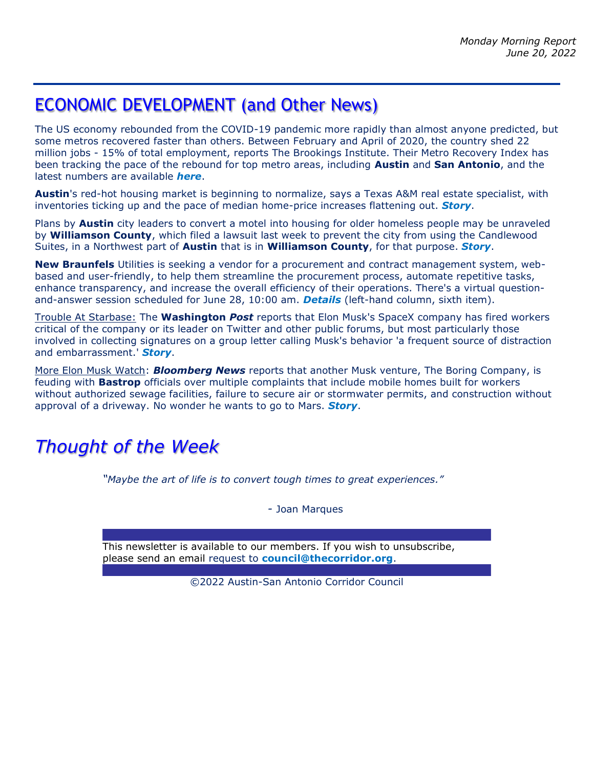*Monday Morning Report*
*June 20, 2022*

# ECONOMIC DEVELOPMENT (and Other News)

The US economy rebounded from the COVID-19 pandemic more rapidly than almost anyone predicted, but some metros recovered faster than others. Between February and April of 2020, the country shed 22 million jobs - 15% of total employment, reports The Brookings Institute. Their Metro Recovery Index has been tracking the pace of the rebound for top metro areas, including **Austin** and **San Antonio**, and the latest numbers are available ***here***.

**Austin**'s red-hot housing market is beginning to normalize, says a Texas A&M real estate specialist, with inventories ticking up and the pace of median home-price increases flattening out. ***Story***.

Plans by **Austin** city leaders to convert a motel into housing for older homeless people may be unraveled by **Williamson County**, which filed a lawsuit last week to prevent the city from using the Candlewood Suites, in a Northwest part of **Austin** that is in **Williamson County**, for that purpose. ***Story***.

**New Braunfels** Utilities is seeking a vendor for a procurement and contract management system, web-based and user-friendly, to help them streamline the procurement process, automate repetitive tasks, enhance transparency, and increase the overall efficiency of their operations. There's a virtual question-and-answer session scheduled for June 28, 10:00 am. ***Details*** (left-hand column, sixth item).

Trouble At Starbase: The **Washington *Post*** reports that Elon Musk's SpaceX company has fired workers critical of the company or its leader on Twitter and other public forums, but most particularly those involved in collecting signatures on a group letter calling Musk's behavior 'a frequent source of distraction and embarrassment.' ***Story***.

More Elon Musk Watch: ***Bloomberg News*** reports that another Musk venture, The Boring Company, is feuding with **Bastrop** officials over multiple complaints that include mobile homes built for workers without authorized sewage facilities, failure to secure air or stormwater permits, and construction without approval of a driveway. No wonder he wants to go to Mars. ***Story***.

# *Thought of the Week*

*"Maybe the art of life is to convert tough times to great experiences."*

- Joan Marques

This newsletter is available to our members. If you wish to unsubscribe, please send an email request to **council@thecorridor.org**.

©2022 Austin-San Antonio Corridor Council